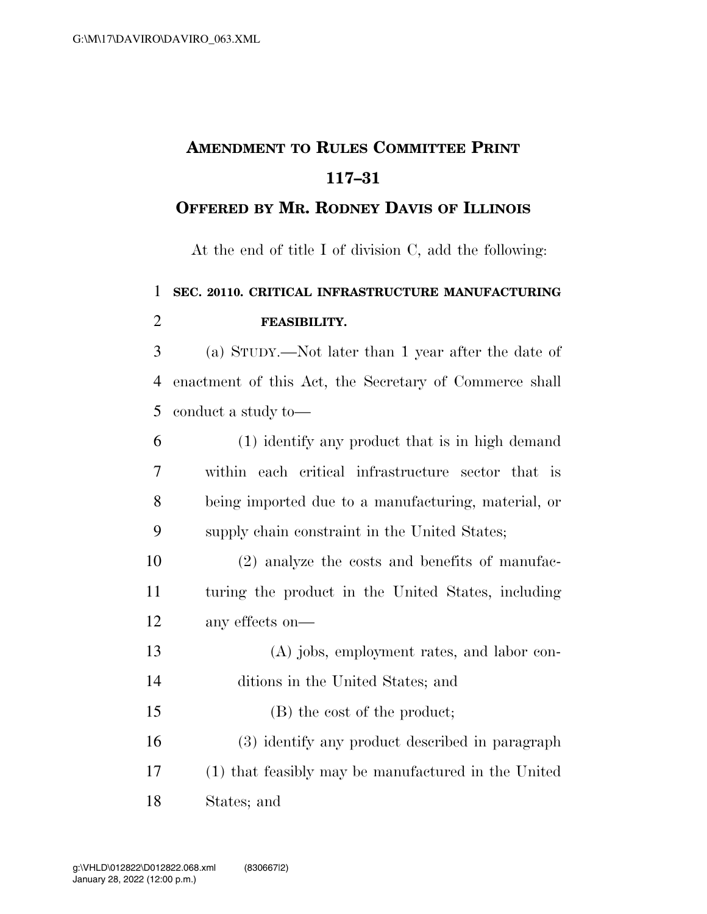# AMENDMENT TO RULES COMMITTEE PRINT 117–31

## OFFERED BY MR. RODNEY DAVIS OF ILLINOIS

At the end of title I of division C, add the following:

**SEC. 20110. CRITICAL INFRASTRUCTURE MANUFACTURING FEASIBILITY.**

(a) STUDY.—Not later than 1 year after the date of enactment of this Act, the Secretary of Commerce shall conduct a study to—

(1) identify any product that is in high demand within each critical infrastructure sector that is being imported due to a manufacturing, material, or supply chain constraint in the United States;

(2) analyze the costs and benefits of manufacturing the product in the United States, including any effects on—

(A) jobs, employment rates, and labor conditions in the United States; and

(B) the cost of the product;

(3) identify any product described in paragraph (1) that feasibly may be manufactured in the United States; and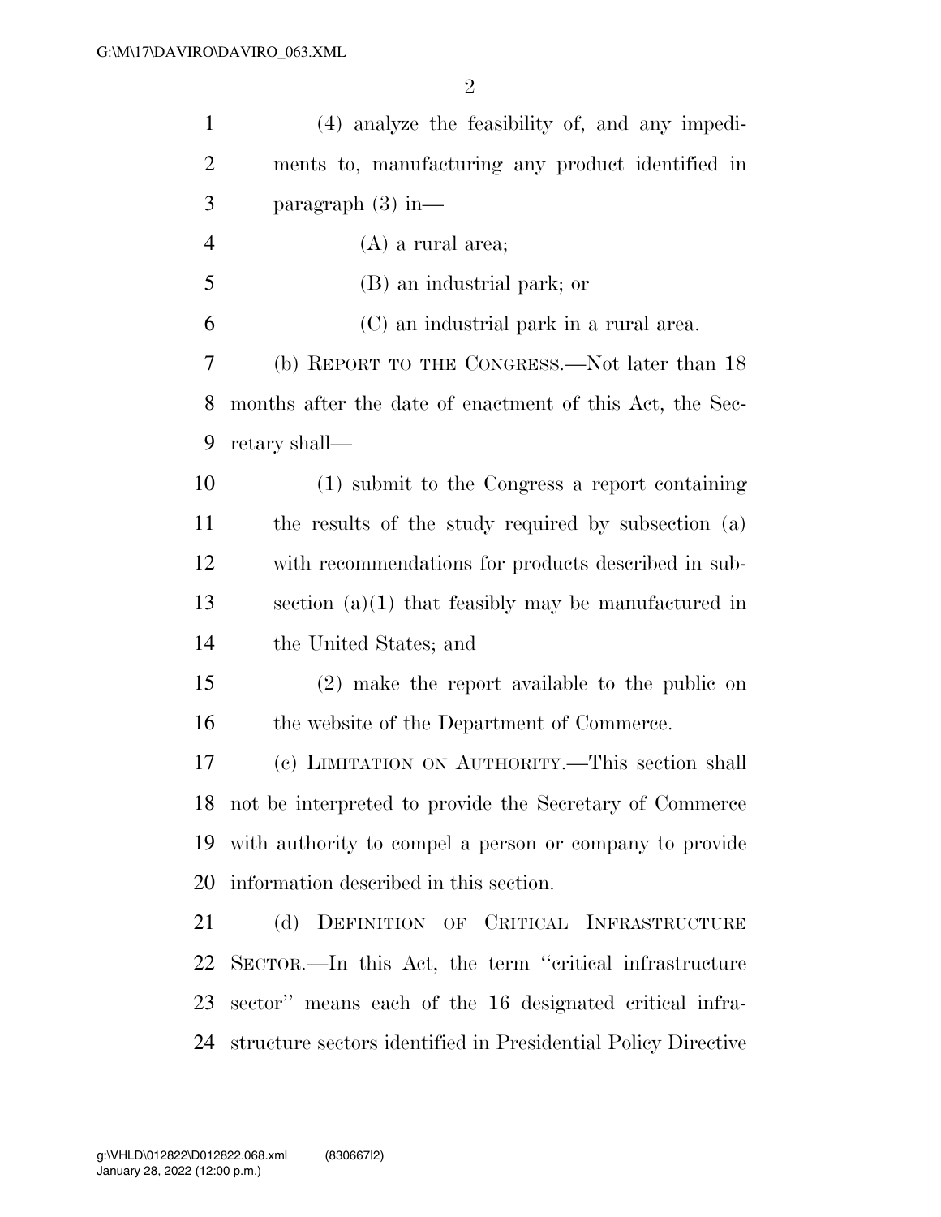(4) analyze the feasibility of, and any impediments to, manufacturing any product identified in paragraph (3) in—

(A) a rural area;

(B) an industrial park; or

(C) an industrial park in a rural area.

(b) REPORT TO THE CONGRESS.—Not later than 18 months after the date of enactment of this Act, the Secretary shall—

(1) submit to the Congress a report containing the results of the study required by subsection (a) with recommendations for products described in subsection (a)(1) that feasibly may be manufactured in the United States; and

(2) make the report available to the public on the website of the Department of Commerce.

(c) LIMITATION ON AUTHORITY.—This section shall not be interpreted to provide the Secretary of Commerce with authority to compel a person or company to provide information described in this section.

(d) DEFINITION OF CRITICAL INFRASTRUCTURE SECTOR.—In this Act, the term "critical infrastructure sector" means each of the 16 designated critical infrastructure sectors identified in Presidential Policy Directive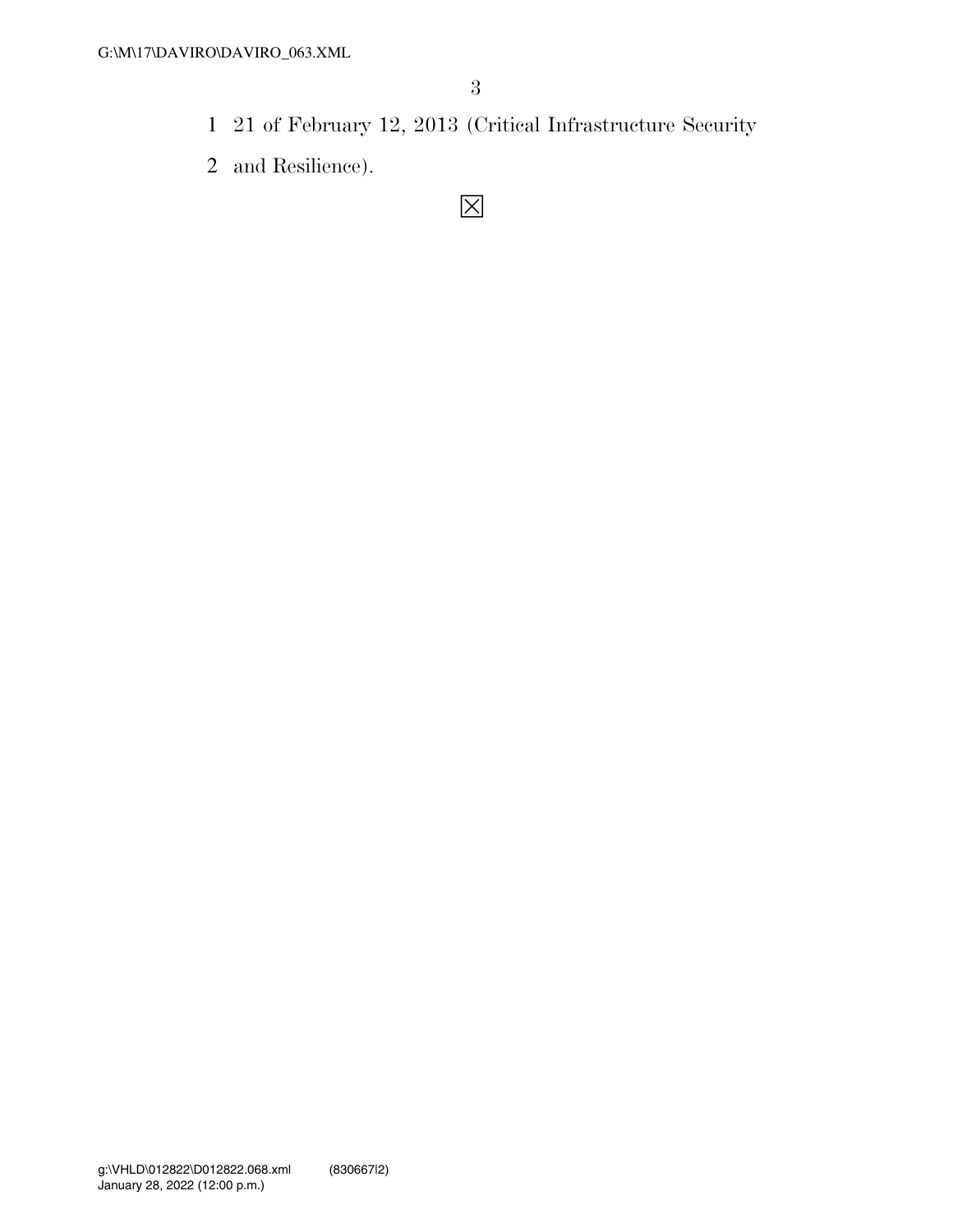21 of February 12, 2013 (Critical Infrastructure Security and Resilience).

☒